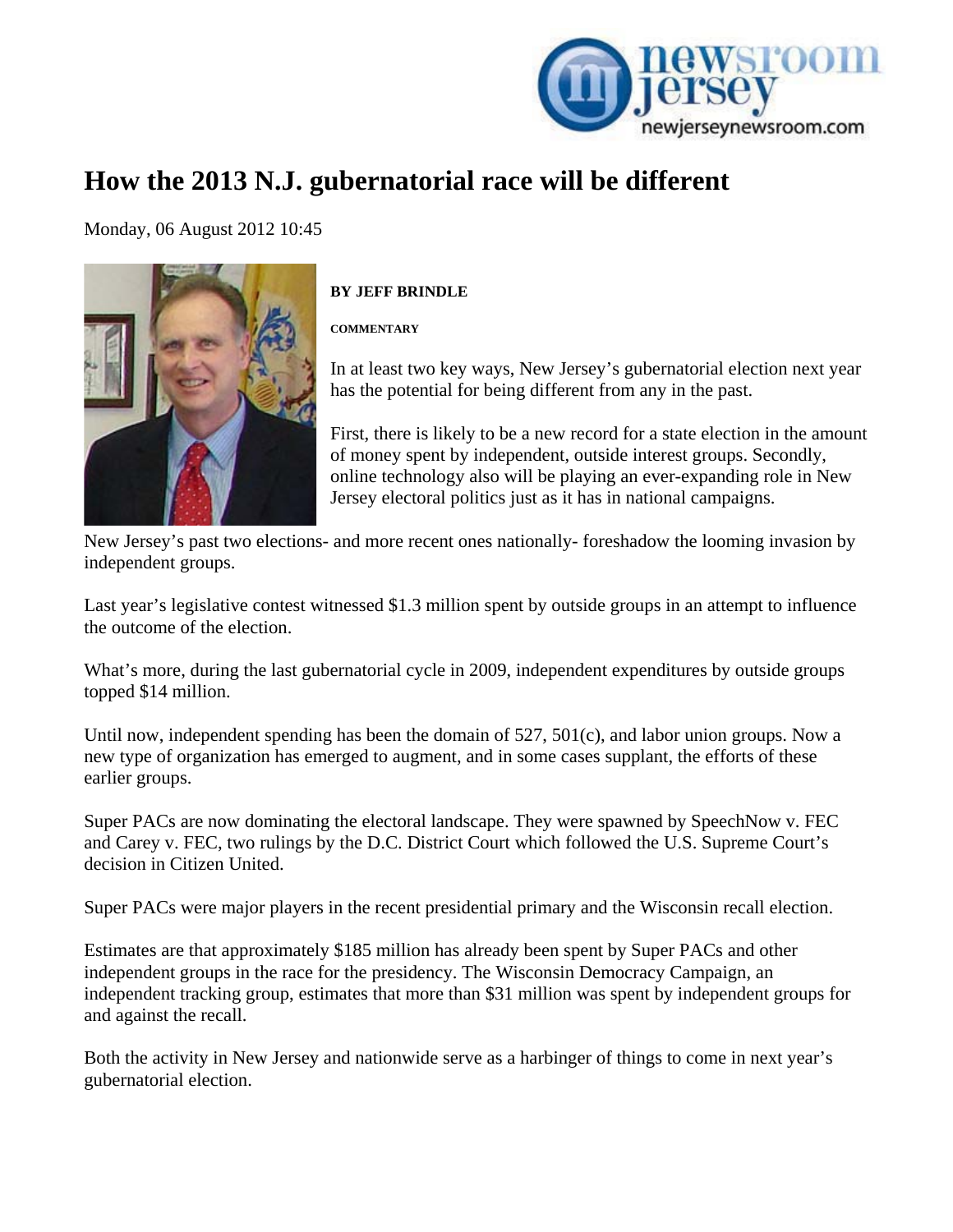# How the 2013 N.J. gubernatorial race will be different

Monday, 06 August 2012 10:45

**BY JEFF BRINDLE**

**COMMENTARY**

In at least two key ways, New Jersey's gubernatorial election next year has the potential for being different from any in the past.

First, there is likely to be a new record for a state election in the amount of money spent by independent, outside interest groups. Secondly, online technology also will be playing an ever-expanding role in New Jersey electoral politics just as it has in national campaigns.

New Jersey's past two elections- and more recent ones nationally- foreshadow the looming invasion by independent groups.

Last year's legislative contest witnessed $1.3 million spent by outside groups in an attempt to influence the outcome of the election.

What's more, during the last gubernatorial cycle in 2009, independent expenditures by outside groups topped $14 million.

Until now, independent spending has been the domain of 527, 501(c), and labor union groups. Now a new type of organization has emerged to augment, and in some cases supplant, the efforts of these earlier groups.

Super PACs are now dominating the electoral landscape. They were spawned by SpeechNow v. FEC and Carey v. FEC, two rulings by the D.C. District Court which followed the U.S. Supreme Court's decision in Citizen United.

Super PACs were major players in the recent presidential primary and the Wisconsin recall election.

Estimates are that approximately $185 million has already been spent by Super PACs and other independent groups in the race for the presidency. The Wisconsin Democracy Campaign, an independent tracking group, estimates that more than $31 million was spent by independent groups for and against the recall.

Both the activity in New Jersey and nationwide serve as a harbinger of things to come in next year's gubernatorial election.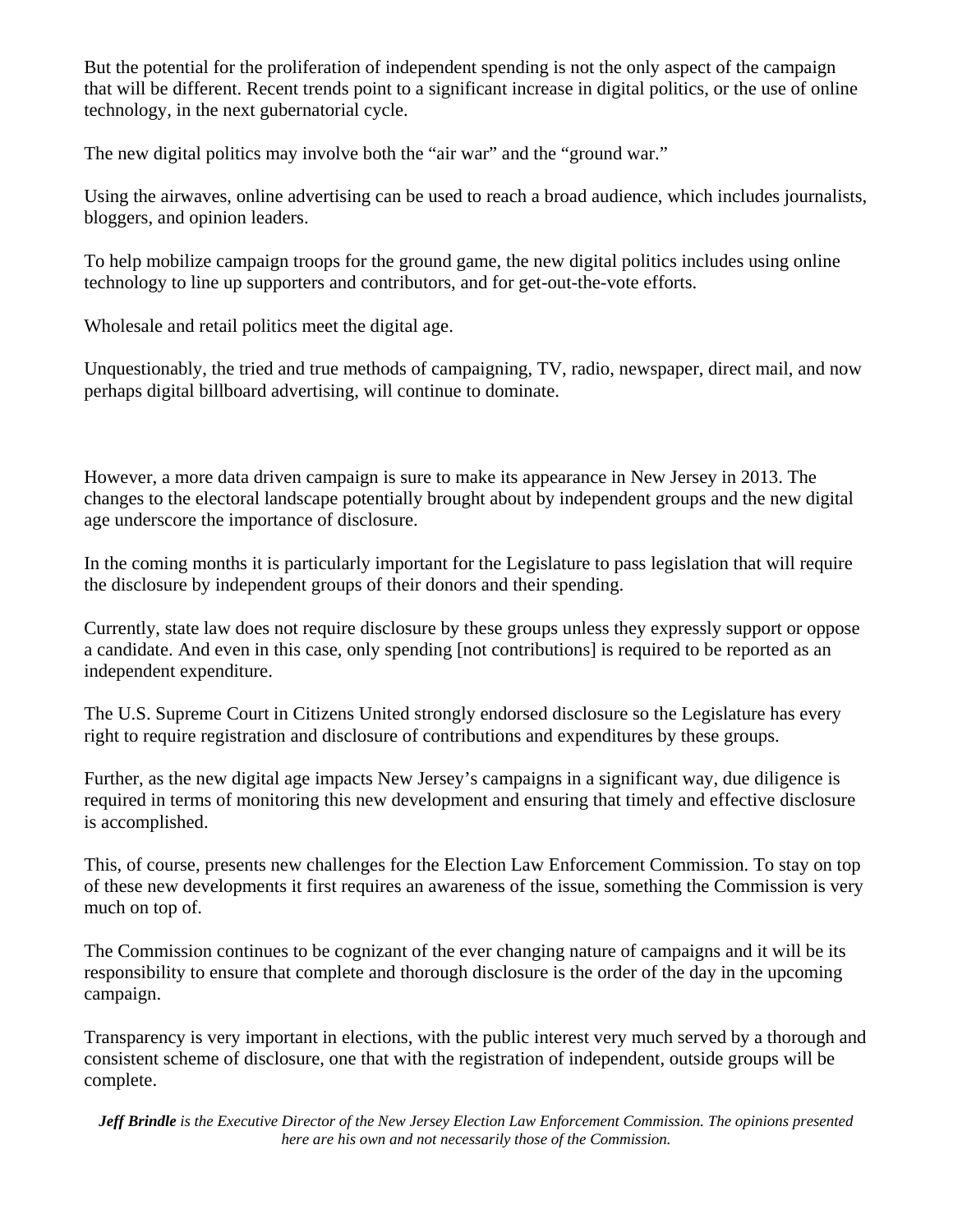But the potential for the proliferation of independent spending is not the only aspect of the campaign that will be different. Recent trends point to a significant increase in digital politics, or the use of online technology, in the next gubernatorial cycle.

The new digital politics may involve both the "air war" and the "ground war."

Using the airwaves, online advertising can be used to reach a broad audience, which includes journalists, bloggers, and opinion leaders.

To help mobilize campaign troops for the ground game, the new digital politics includes using online technology to line up supporters and contributors, and for get-out-the-vote efforts.

Wholesale and retail politics meet the digital age.

Unquestionably, the tried and true methods of campaigning, TV, radio, newspaper, direct mail, and now perhaps digital billboard advertising, will continue to dominate.

However, a more data driven campaign is sure to make its appearance in New Jersey in 2013. The changes to the electoral landscape potentially brought about by independent groups and the new digital age underscore the importance of disclosure.

In the coming months it is particularly important for the Legislature to pass legislation that will require the disclosure by independent groups of their donors and their spending.

Currently, state law does not require disclosure by these groups unless they expressly support or oppose a candidate. And even in this case, only spending [not contributions] is required to be reported as an independent expenditure.

The U.S. Supreme Court in Citizens United strongly endorsed disclosure so the Legislature has every right to require registration and disclosure of contributions and expenditures by these groups.

Further, as the new digital age impacts New Jersey's campaigns in a significant way, due diligence is required in terms of monitoring this new development and ensuring that timely and effective disclosure is accomplished.

This, of course, presents new challenges for the Election Law Enforcement Commission. To stay on top of these new developments it first requires an awareness of the issue, something the Commission is very much on top of.

The Commission continues to be cognizant of the ever changing nature of campaigns and it will be its responsibility to ensure that complete and thorough disclosure is the order of the day in the upcoming campaign.

Transparency is very important in elections, with the public interest very much served by a thorough and consistent scheme of disclosure, one that with the registration of independent, outside groups will be complete.

***Jeff Brindle*** *is the Executive Director of the New Jersey Election Law Enforcement Commission. The opinions presented here are his own and not necessarily those of the Commission.*